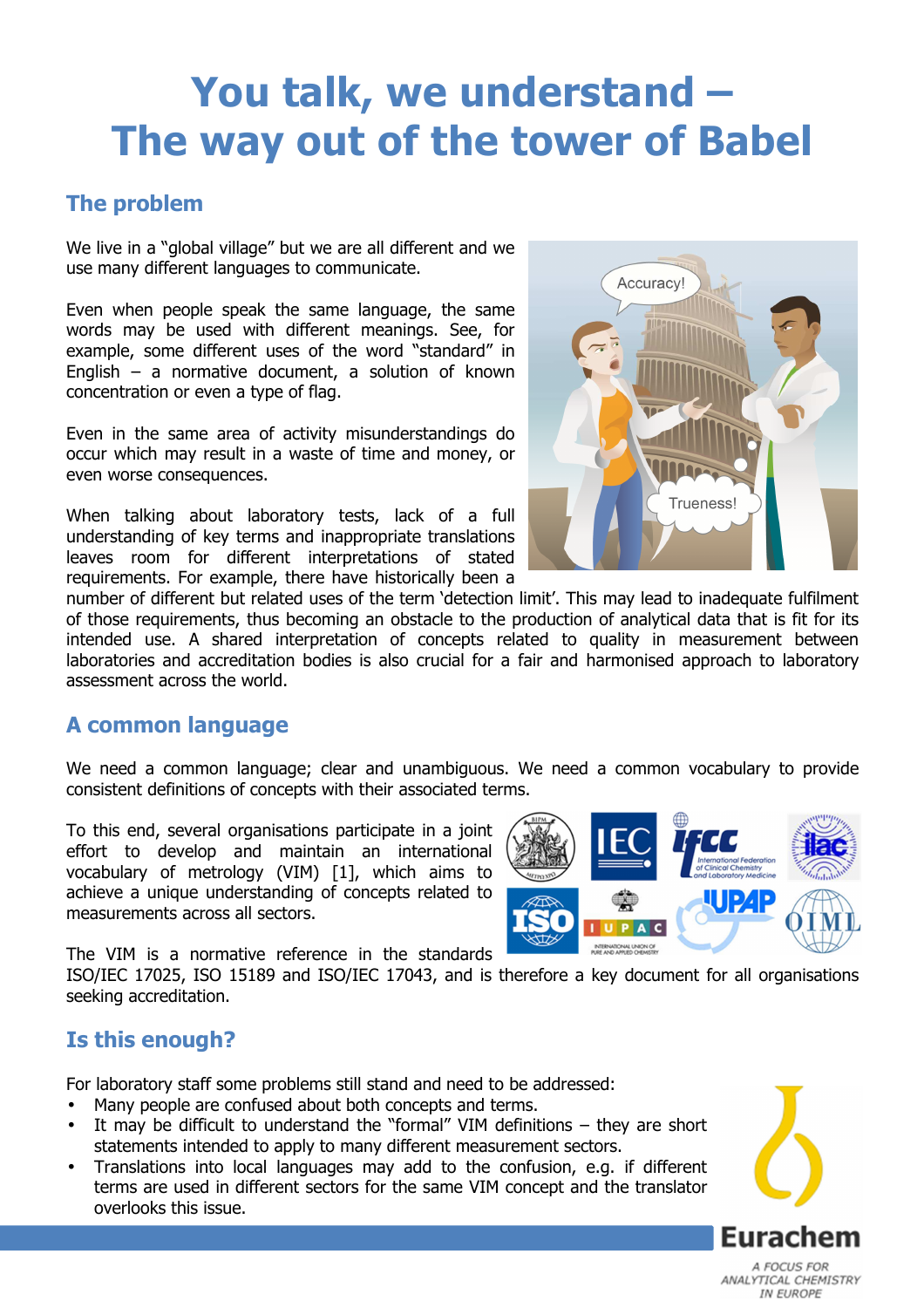# You talk, we understand – The way out of the tower of Babel

## The problem

We live in a "global village" but we are all different and we use many different languages to communicate.

Even when people speak the same language, the same words may be used with different meanings. See, for example, some different uses of the word "standard" in English – a normative document, a solution of known concentration or even a type of flag.

Even in the same area of activity misunderstandings do occur which may result in a waste of time and money, or even worse consequences.

When talking about laboratory tests, lack of a full understanding of key terms and inappropriate translations leaves room for different interpretations of stated requirements. For example, there have historically been a number of different but related uses of the term 'detection limit'. This may lead to inadequate fulfilment of those requirements, thus becoming an obstacle to the production of analytical data that is fit for its intended use. A shared interpretation of concepts related to quality in measurement between laboratories and accreditation bodies is also crucial for a fair and harmonised approach to laboratory assessment across the world.

## A common language

We need a common language; clear and unambiguous. We need a common vocabulary to provide consistent definitions of concepts with their associated terms.

To this end, several organisations participate in a joint effort to develop and maintain an international vocabulary of metrology (VIM) [1], which aims to achieve a unique understanding of concepts related to measurements across all sectors.

The VIM is a normative reference in the standards ISO/IEC 17025, ISO 15189 and ISO/IEC 17043, and is therefore a key document for all organisations seeking accreditation.

## Is this enough?

For laboratory staff some problems still stand and need to be addressed:

- Many people are confused about both concepts and terms.
- It may be difficult to understand the "formal" VIM definitions – they are short statements intended to apply to many different measurement sectors.
- Translations into local languages may add to the confusion, e.g. if different terms are used in different sectors for the same VIM concept and the translator overlooks this issue.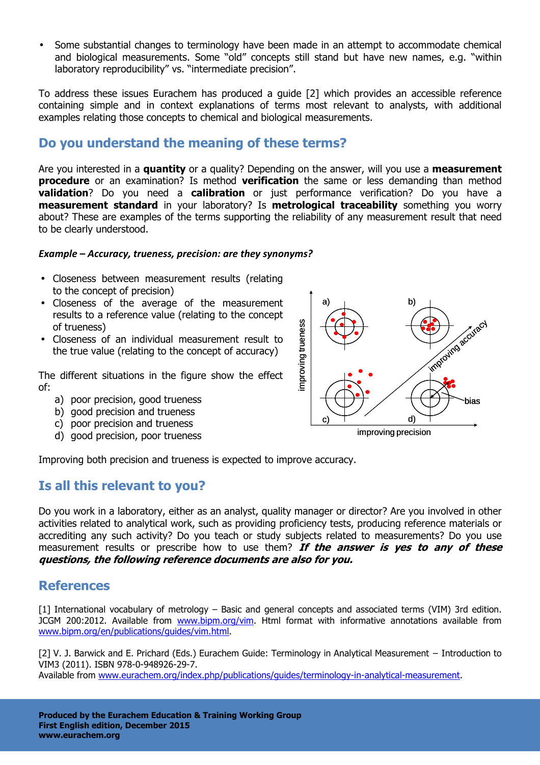- Some substantial changes to terminology have been made in an attempt to accommodate chemical and biological measurements. Some "old" concepts still stand but have new names, e.g. "within laboratory reproducibility" vs. "intermediate precision".

To address these issues Eurachem has produced a guide [2] which provides an accessible reference containing simple and in context explanations of terms most relevant to analysts, with additional examples relating those concepts to chemical and biological measurements.

## Do you understand the meaning of these terms?

Are you interested in a **quantity** or a quality? Depending on the answer, will you use a **measurement procedure** or an examination? Is method **verification** the same or less demanding than method **validation**? Do you need a **calibration** or just performance verification? Do you have a **measurement standard** in your laboratory? Is **metrological traceability** something you worry about? These are examples of the terms supporting the reliability of any measurement result that need to be clearly understood.

***Example – Accuracy, trueness, precision: are they synonyms?***

- Closeness between measurement results (relating to the concept of precision)
- Closeness of the average of the measurement results to a reference value (relating to the concept of trueness)
- Closeness of an individual measurement result to the true value (relating to the concept of accuracy)

The different situations in the figure show the effect of:

a) poor precision, good trueness
b) good precision and trueness
c) poor precision and trueness
d) good precision, poor trueness

a)
b)
c)
d)
improving trueness
improving precision
improving accuracy
bias

Improving both precision and trueness is expected to improve accuracy.

## Is all this relevant to you?

Do you work in a laboratory, either as an analyst, quality manager or director? Are you involved in other activities related to analytical work, such as providing proficiency tests, producing reference materials or accrediting any such activity? Do you teach or study subjects related to measurements? Do you use measurement results or prescribe how to use them? ***If the answer is yes to any of these questions, the following reference documents are also for you.***

## References

[1] International vocabulary of metrology – Basic and general concepts and associated terms (VIM) 3rd edition. JCGM 200:2012. Available from www.bipm.org/vim. Html format with informative annotations available from www.bipm.org/en/publications/guides/vim.html.

[2] V. J. Barwick and E. Prichard (Eds.) Eurachem Guide: Terminology in Analytical Measurement – Introduction to VIM3 (2011). ISBN 978-0-948926-29-7.
Available from www.eurachem.org/index.php/publications/guides/terminology-in-analytical-measurement.

**Produced by the Eurachem Education & Training Working Group**
**First English edition, December 2015**
**www.eurachem.org**